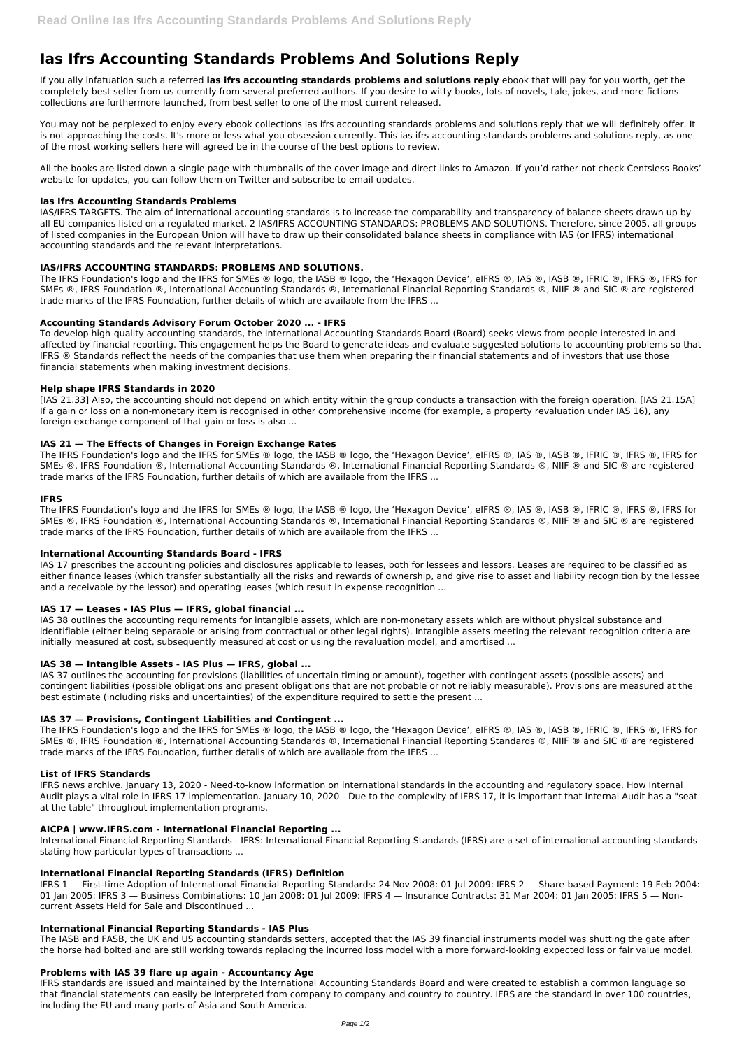# Ias Ifrs Accounting Standards Problems And Solutions Reply

If you ally infatuation such a referred **ias ifrs accounting standards problems and solutions reply** ebook that will pay for you worth, get the completely best seller from us currently from several preferred authors. If you desire to witty books, lots of novels, tale, jokes, and more fictions collections are furthermore launched, from best seller to one of the most current released.

You may not be perplexed to enjoy every ebook collections ias ifrs accounting standards problems and solutions reply that we will definitely offer. It is not approaching the costs. It's more or less what you obsession currently. This ias ifrs accounting standards problems and solutions reply, as one of the most working sellers here will agreed be in the course of the best options to review.

All the books are listed down a single page with thumbnails of the cover image and direct links to Amazon. If you'd rather not check Centsless Books' website for updates, you can follow them on Twitter and subscribe to email updates.

### Ias Ifrs Accounting Standards Problems

IAS/IFRS TARGETS. The aim of international accounting standards is to increase the comparability and transparency of balance sheets drawn up by all EU companies listed on a regulated market. 2 IAS/IFRS ACCOUNTING STANDARDS: PROBLEMS AND SOLUTIONS. Therefore, since 2005, all groups of listed companies in the European Union will have to draw up their consolidated balance sheets in compliance with IAS (or IFRS) international accounting standards and the relevant interpretations.

### IAS/IFRS ACCOUNTING STANDARDS: PROBLEMS AND SOLUTIONS.

The IFRS Foundation's logo and the IFRS for SMEs ® logo, the IASB ® logo, the 'Hexagon Device', eIFRS ®, IAS ®, IASB ®, IFRIC ®, IFRS ®, IFRS for SMEs ®, IFRS Foundation ®, International Accounting Standards ®, International Financial Reporting Standards ®, NIIF ® and SIC ® are registered trade marks of the IFRS Foundation, further details of which are available from the IFRS ...

### Accounting Standards Advisory Forum October 2020 ... - IFRS

To develop high-quality accounting standards, the International Accounting Standards Board (Board) seeks views from people interested in and affected by financial reporting. This engagement helps the Board to generate ideas and evaluate suggested solutions to accounting problems so that IFRS ® Standards reflect the needs of the companies that use them when preparing their financial statements and of investors that use those financial statements when making investment decisions.

### Help shape IFRS Standards in 2020

[IAS 21.33] Also, the accounting should not depend on which entity within the group conducts a transaction with the foreign operation. [IAS 21.15A] If a gain or loss on a non-monetary item is recognised in other comprehensive income (for example, a property revaluation under IAS 16), any foreign exchange component of that gain or loss is also ...

### IAS 21 — The Effects of Changes in Foreign Exchange Rates

The IFRS Foundation's logo and the IFRS for SMEs ® logo, the IASB ® logo, the 'Hexagon Device', eIFRS ®, IAS ®, IASB ®, IFRIC ®, IFRS ®, IFRS for SMEs ®, IFRS Foundation ®, International Accounting Standards ®, International Financial Reporting Standards ®, NIIF ® and SIC ® are registered trade marks of the IFRS Foundation, further details of which are available from the IFRS ...

### IFRS

The IFRS Foundation's logo and the IFRS for SMEs ® logo, the IASB ® logo, the 'Hexagon Device', eIFRS ®, IAS ®, IASB ®, IFRIC ®, IFRS ®, IFRS for SMEs ®, IFRS Foundation ®, International Accounting Standards ®, International Financial Reporting Standards ®, NIIF ® and SIC ® are registered trade marks of the IFRS Foundation, further details of which are available from the IFRS ...

### International Accounting Standards Board - IFRS

IAS 17 prescribes the accounting policies and disclosures applicable to leases, both for lessees and lessors. Leases are required to be classified as either finance leases (which transfer substantially all the risks and rewards of ownership, and give rise to asset and liability recognition by the lessee and a receivable by the lessor) and operating leases (which result in expense recognition ...

### IAS 17 — Leases - IAS Plus — IFRS, global financial ...

IAS 38 outlines the accounting requirements for intangible assets, which are non-monetary assets which are without physical substance and identifiable (either being separable or arising from contractual or other legal rights). Intangible assets meeting the relevant recognition criteria are initially measured at cost, subsequently measured at cost or using the revaluation model, and amortised ...

### IAS 38 — Intangible Assets - IAS Plus — IFRS, global ...

IAS 37 outlines the accounting for provisions (liabilities of uncertain timing or amount), together with contingent assets (possible assets) and contingent liabilities (possible obligations and present obligations that are not probable or not reliably measurable). Provisions are measured at the best estimate (including risks and uncertainties) of the expenditure required to settle the present ...

### IAS 37 — Provisions, Contingent Liabilities and Contingent ...

The IFRS Foundation's logo and the IFRS for SMEs ® logo, the IASB ® logo, the 'Hexagon Device', eIFRS ®, IAS ®, IASB ®, IFRIC ®, IFRS ®, IFRS for SMEs ®, IFRS Foundation ®, International Accounting Standards ®, International Financial Reporting Standards ®, NIIF ® and SIC ® are registered trade marks of the IFRS Foundation, further details of which are available from the IFRS ...

### List of IFRS Standards

IFRS news archive. January 13, 2020 - Need-to-know information on international standards in the accounting and regulatory space. How Internal Audit plays a vital role in IFRS 17 implementation. January 10, 2020 - Due to the complexity of IFRS 17, it is important that Internal Audit has a "seat at the table" throughout implementation programs.

### AICPA | www.IFRS.com - International Financial Reporting ...

International Financial Reporting Standards - IFRS: International Financial Reporting Standards (IFRS) are a set of international accounting standards stating how particular types of transactions ...

### International Financial Reporting Standards (IFRS) Definition

IFRS 1 — First-time Adoption of International Financial Reporting Standards: 24 Nov 2008: 01 Jul 2009: IFRS 2 — Share-based Payment: 19 Feb 2004: 01 Jan 2005: IFRS 3 — Business Combinations: 10 Jan 2008: 01 Jul 2009: IFRS 4 — Insurance Contracts: 31 Mar 2004: 01 Jan 2005: IFRS 5 — Non-current Assets Held for Sale and Discontinued ...

### International Financial Reporting Standards - IAS Plus

The IASB and FASB, the UK and US accounting standards setters, accepted that the IAS 39 financial instruments model was shutting the gate after the horse had bolted and are still working towards replacing the incurred loss model with a more forward-looking expected loss or fair value model.

### Problems with IAS 39 flare up again - Accountancy Age

IFRS standards are issued and maintained by the International Accounting Standards Board and were created to establish a common language so that financial statements can easily be interpreted from company to company and country to country. IFRS are the standard in over 100 countries, including the EU and many parts of Asia and South America.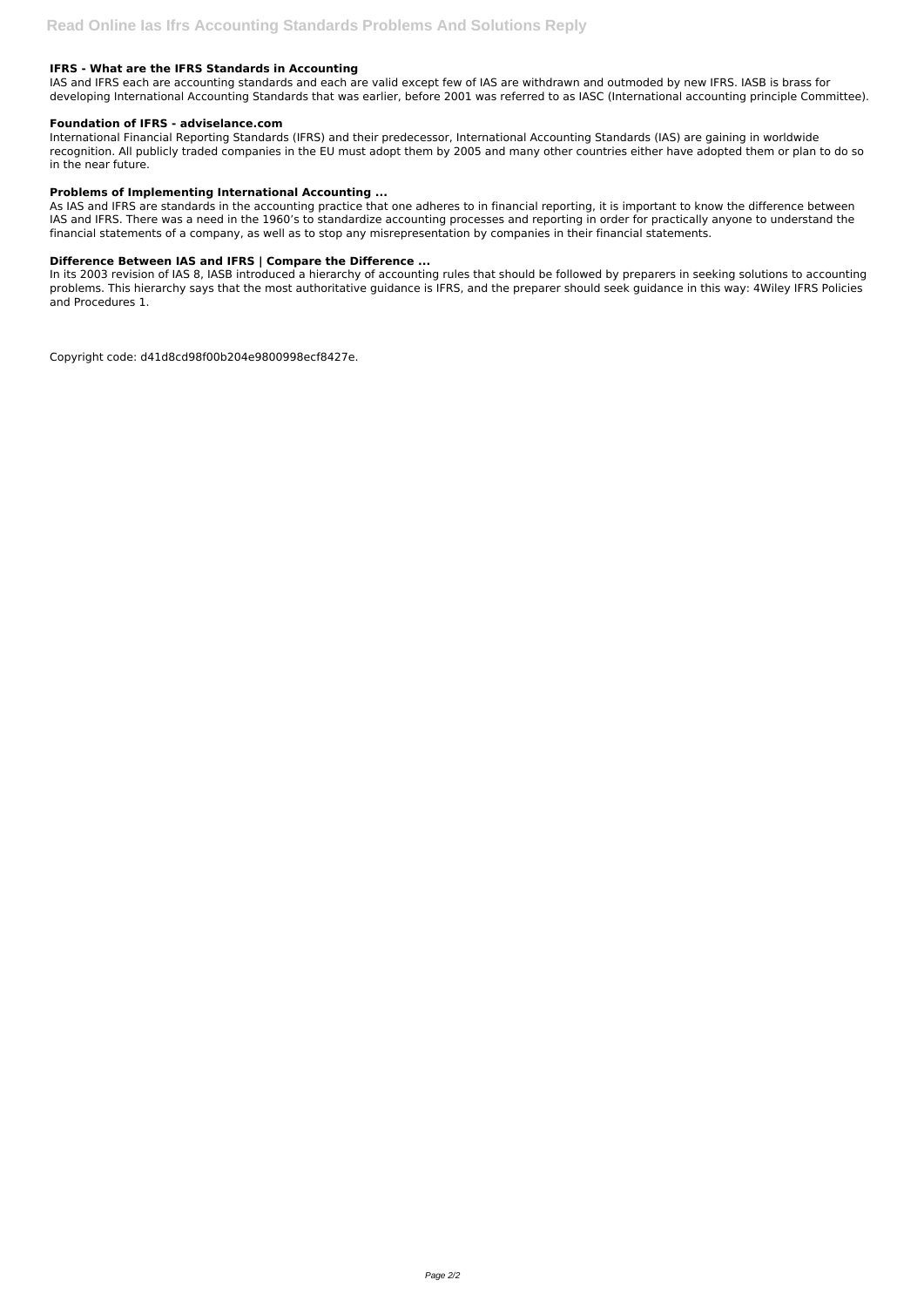### IFRS - What are the IFRS Standards in Accounting

IAS and IFRS each are accounting standards and each are valid except few of IAS are withdrawn and outmoded by new IFRS. IASB is brass for developing International Accounting Standards that was earlier, before 2001 was referred to as IASC (International accounting principle Committee).

### Foundation of IFRS - adviselance.com

International Financial Reporting Standards (IFRS) and their predecessor, International Accounting Standards (IAS) are gaining in worldwide recognition. All publicly traded companies in the EU must adopt them by 2005 and many other countries either have adopted them or plan to do so in the near future.

### Problems of Implementing International Accounting ...

As IAS and IFRS are standards in the accounting practice that one adheres to in financial reporting, it is important to know the difference between IAS and IFRS. There was a need in the 1960's to standardize accounting processes and reporting in order for practically anyone to understand the financial statements of a company, as well as to stop any misrepresentation by companies in their financial statements.

### Difference Between IAS and IFRS | Compare the Difference ...

In its 2003 revision of IAS 8, IASB introduced a hierarchy of accounting rules that should be followed by preparers in seeking solutions to accounting problems. This hierarchy says that the most authoritative guidance is IFRS, and the preparer should seek guidance in this way: 4Wiley IFRS Policies and Procedures 1.

Copyright code: d41d8cd98f00b204e9800998ecf8427e.